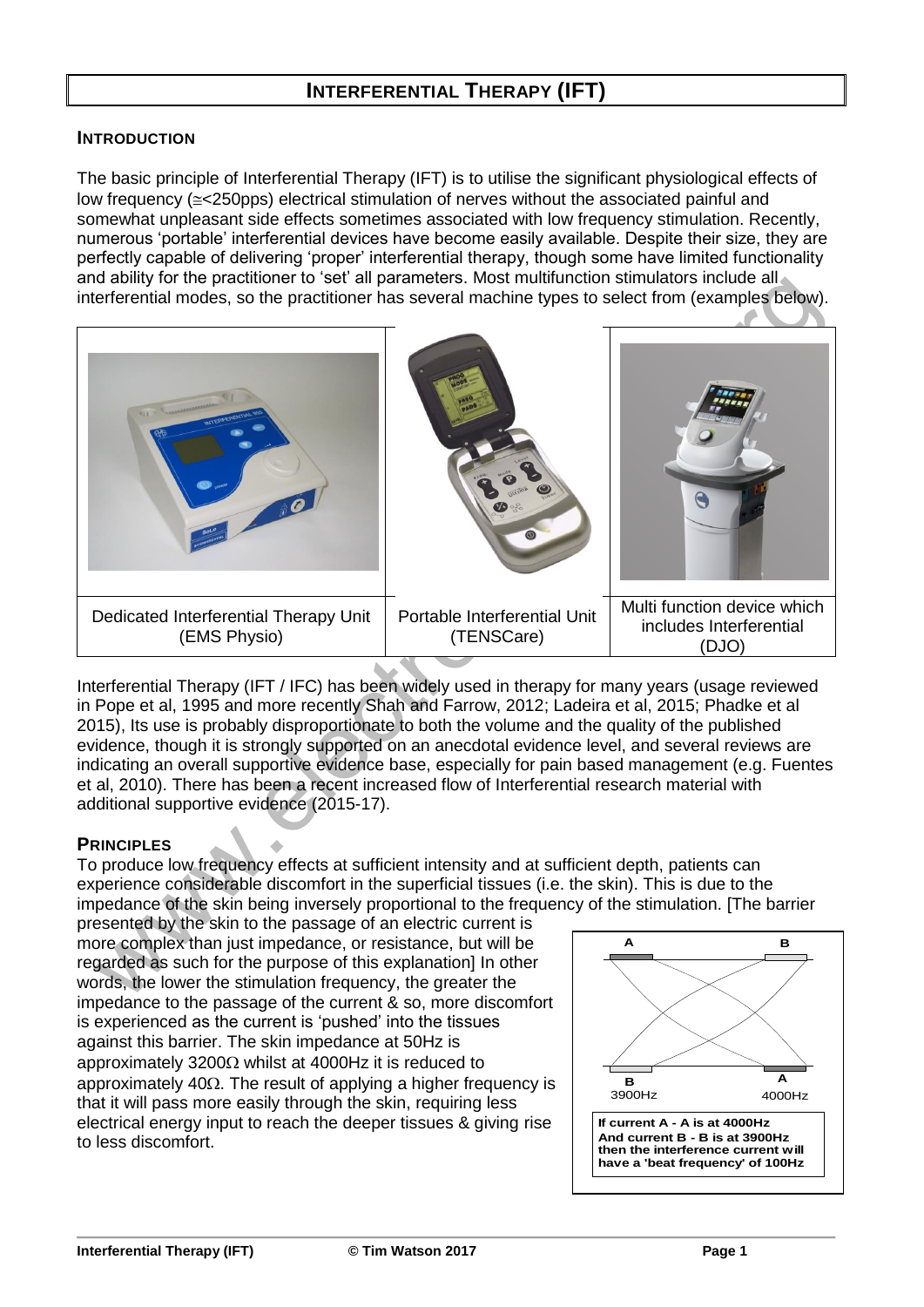# INTERFERENTIAL THERAPY (IFT)

## INTRODUCTION

The basic principle of Interferential Therapy (IFT) is to utilise the significant physiological effects of low frequency (≅<250pps) electrical stimulation of nerves without the associated painful and somewhat unpleasant side effects sometimes associated with low frequency stimulation. Recently, numerous 'portable' interferential devices have become easily available. Despite their size, they are perfectly capable of delivering 'proper' interferential therapy, though some have limited functionality and ability for the practitioner to 'set' all parameters. Most multifunction stimulators include all interferential modes, so the practitioner has several machine types to select from (examples below).

| Dedicated Interferential Therapy Unit (EMS Physio) | Portable Interferential Unit (TENSCare) | Multi function device which includes Interferential (DJO) |
|---|---|---|

Interferential Therapy (IFT / IFC) has been widely used in therapy for many years (usage reviewed in Pope et al, 1995 and more recently Shah and Farrow, 2012; Ladeira et al, 2015; Phadke et al 2015), Its use is probably disproportionate to both the volume and the quality of the published evidence, though it is strongly supported on an anecdotal evidence level, and several reviews are indicating an overall supportive evidence base, especially for pain based management (e.g. Fuentes et al, 2010). There has been a recent increased flow of Interferential research material with additional supportive evidence (2015-17).

## PRINCIPLES

To produce low frequency effects at sufficient intensity and at sufficient depth, patients can experience considerable discomfort in the superficial tissues (i.e. the skin). This is due to the impedance of the skin being inversely proportional to the frequency of the stimulation. [The barrier presented by the skin to the passage of an electric current is more complex than just impedance, or resistance, but will be regarded as such for the purpose of this explanation] In other words, the lower the stimulation frequency, the greater the impedance to the passage of the current & so, more discomfort is experienced as the current is 'pushed' into the tissues against this barrier. The skin impedance at 50Hz is approximately 3200Ω whilst at 4000Hz it is reduced to approximately 40Ω. The result of applying a higher frequency is that it will pass more easily through the skin, requiring less electrical energy input to reach the deeper tissues & giving rise to less discomfort.

**If current A - A is at 4000Hz And current B - B is at 3900Hz then the interference current will have a 'beat frequency' of 100Hz**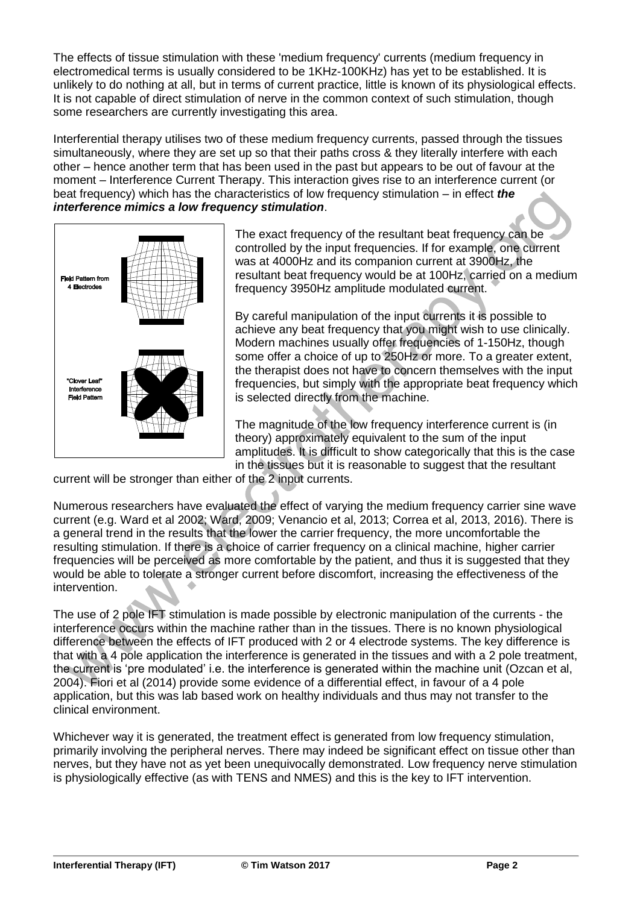The effects of tissue stimulation with these 'medium frequency' currents (medium frequency in electromedical terms is usually considered to be 1KHz-100KHz) has yet to be established. It is unlikely to do nothing at all, but in terms of current practice, little is known of its physiological effects. It is not capable of direct stimulation of nerve in the common context of such stimulation, though some researchers are currently investigating this area.

Interferential therapy utilises two of these medium frequency currents, passed through the tissues simultaneously, where they are set up so that their paths cross & they literally interfere with each other – hence another term that has been used in the past but appears to be out of favour at the moment – Interference Current Therapy. This interaction gives rise to an interference current (or beat frequency) which has the characteristics of low frequency stimulation – in effect ***the interference mimics a low frequency stimulation***.

Field Pattern from 4 Electrodes

"Clover Leaf" Interference Field Pattern

The exact frequency of the resultant beat frequency can be controlled by the input frequencies. If for example, one current was at 4000Hz and its companion current at 3900Hz, the resultant beat frequency would be at 100Hz, carried on a medium frequency 3950Hz amplitude modulated current.

By careful manipulation of the input currents it is possible to achieve any beat frequency that you might wish to use clinically. Modern machines usually offer frequencies of 1-150Hz, though some offer a choice of up to 250Hz or more. To a greater extent, the therapist does not have to concern themselves with the input frequencies, but simply with the appropriate beat frequency which is selected directly from the machine.

The magnitude of the low frequency interference current is (in theory) approximately equivalent to the sum of the input amplitudes. It is difficult to show categorically that this is the case in the tissues but it is reasonable to suggest that the resultant current will be stronger than either of the 2 input currents.

Numerous researchers have evaluated the effect of varying the medium frequency carrier sine wave current (e.g. Ward et al 2002; Ward, 2009; Venancio et al, 2013; Correa et al, 2013, 2016). There is a general trend in the results that the lower the carrier frequency, the more uncomfortable the resulting stimulation. If there is a choice of carrier frequency on a clinical machine, higher carrier frequencies will be perceived as more comfortable by the patient, and thus it is suggested that they would be able to tolerate a stronger current before discomfort, increasing the effectiveness of the intervention.

The use of 2 pole IFT stimulation is made possible by electronic manipulation of the currents - the interference occurs within the machine rather than in the tissues. There is no known physiological difference between the effects of IFT produced with 2 or 4 electrode systems. The key difference is that with a 4 pole application the interference is generated in the tissues and with a 2 pole treatment, the current is 'pre modulated' i.e. the interference is generated within the machine unit (Ozcan et al, 2004). Fiori et al (2014) provide some evidence of a differential effect, in favour of a 4 pole application, but this was lab based work on healthy individuals and thus may not transfer to the clinical environment.

Whichever way it is generated, the treatment effect is generated from low frequency stimulation, primarily involving the peripheral nerves. There may indeed be significant effect on tissue other than nerves, but they have not as yet been unequivocally demonstrated. Low frequency nerve stimulation is physiologically effective (as with TENS and NMES) and this is the key to IFT intervention.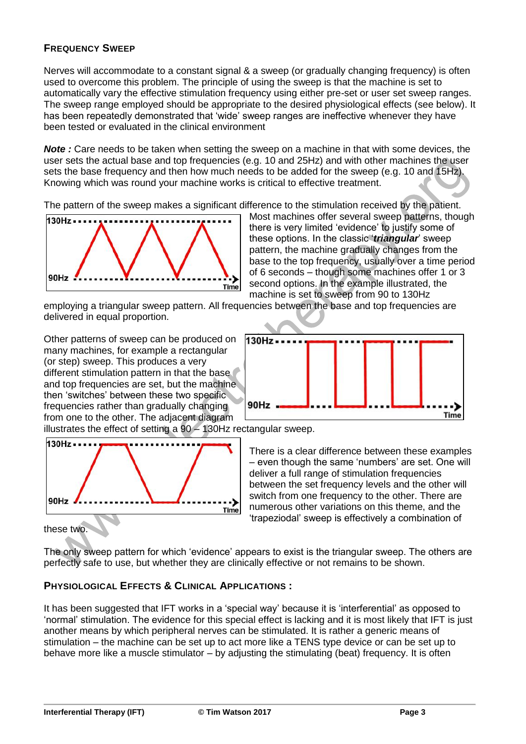### Frequency Sweep

Nerves will accommodate to a constant signal & a sweep (or gradually changing frequency) is often used to overcome this problem. The principle of using the sweep is that the machine is set to automatically vary the effective stimulation frequency using either pre-set or user set sweep ranges. The sweep range employed should be appropriate to the desired physiological effects (see below). It has been repeatedly demonstrated that 'wide' sweep ranges are ineffective whenever they have been tested or evaluated in the clinical environment

***Note :*** Care needs to be taken when setting the sweep on a machine in that with some devices, the user sets the actual base and top frequencies (e.g. 10 and 25Hz) and with other machines the user sets the base frequency and then how much needs to be added for the sweep (e.g. 10 and 15Hz). Knowing which was round your machine works is critical to effective treatment.

The pattern of the sweep makes a significant difference to the stimulation received by the patient. Most machines offer several sweep patterns, though there is very limited 'evidence' to justify some of these options. In the classic '***triangular***' sweep pattern, the machine gradually changes from the base to the top frequency, usually over a time period of 6 seconds – though some machines offer 1 or 3 second options. In the example illustrated, the machine is set to sweep from 90 to 130Hz employing a triangular sweep pattern. All frequencies between the base and top frequencies are delivered in equal proportion.

Other patterns of sweep can be produced on many machines, for example a rectangular (or step) sweep. This produces a very different stimulation pattern in that the base and top frequencies are set, but the machine then 'switches' between these two specific frequencies rather than gradually changing from one to the other. The adjacent diagram illustrates the effect of setting a 90 – 130Hz rectangular sweep.

There is a clear difference between these examples – even though the same 'numbers' are set. One will deliver a full range of stimulation frequencies between the set frequency levels and the other will switch from one frequency to the other. There are numerous other variations on this theme, and the 'trapeziodal' sweep is effectively a combination of these two.

The only sweep pattern for which 'evidence' appears to exist is the triangular sweep. The others are perfectly safe to use, but whether they are clinically effective or not remains to be shown.

### Physiological Effects & Clinical Applications :

It has been suggested that IFT works in a 'special way' because it is 'interferential' as opposed to 'normal' stimulation. The evidence for this special effect is lacking and it is most likely that IFT is just another means by which peripheral nerves can be stimulated. It is rather a generic means of stimulation – the machine can be set up to act more like a TENS type device or can be set up to behave more like a muscle stimulator – by adjusting the stimulating (beat) frequency. It is often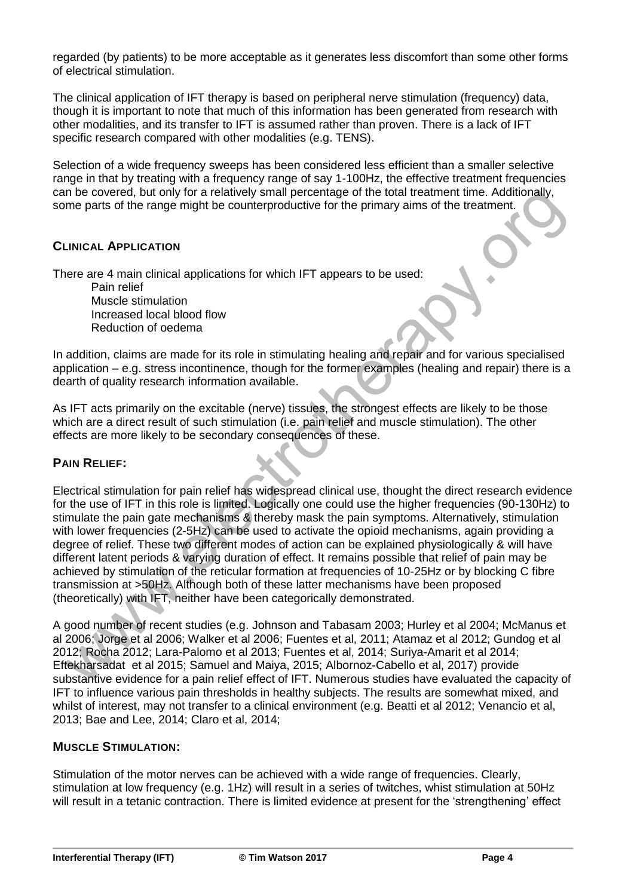regarded (by patients) to be more acceptable as it generates less discomfort than some other forms of electrical stimulation.

The clinical application of IFT therapy is based on peripheral nerve stimulation (frequency) data, though it is important to note that much of this information has been generated from research with other modalities, and its transfer to IFT is assumed rather than proven. There is a lack of IFT specific research compared with other modalities (e.g. TENS).

Selection of a wide frequency sweeps has been considered less efficient than a smaller selective range in that by treating with a frequency range of say 1-100Hz, the effective treatment frequencies can be covered, but only for a relatively small percentage of the total treatment time. Additionally, some parts of the range might be counterproductive for the primary aims of the treatment.

## CLINICAL APPLICATION

There are 4 main clinical applications for which IFT appears to be used:

- Pain relief
- Muscle stimulation
- Increased local blood flow
- Reduction of oedema

In addition, claims are made for its role in stimulating healing and repair and for various specialised application – e.g. stress incontinence, though for the former examples (healing and repair) there is a dearth of quality research information available.

As IFT acts primarily on the excitable (nerve) tissues, the strongest effects are likely to be those which are a direct result of such stimulation (i.e. pain relief and muscle stimulation). The other effects are more likely to be secondary consequences of these.

### PAIN RELIEF:

Electrical stimulation for pain relief has widespread clinical use, thought the direct research evidence for the use of IFT in this role is limited. Logically one could use the higher frequencies (90-130Hz) to stimulate the pain gate mechanisms & thereby mask the pain symptoms. Alternatively, stimulation with lower frequencies (2-5Hz) can be used to activate the opioid mechanisms, again providing a degree of relief. These two different modes of action can be explained physiologically & will have different latent periods & varying duration of effect. It remains possible that relief of pain may be achieved by stimulation of the reticular formation at frequencies of 10-25Hz or by blocking C fibre transmission at >50Hz. Although both of these latter mechanisms have been proposed (theoretically) with IFT, neither have been categorically demonstrated.

A good number of recent studies (e.g. Johnson and Tabasam 2003; Hurley et al 2004; McManus et al 2006; Jorge et al 2006; Walker et al 2006; Fuentes et al, 2011; Atamaz et al 2012; Gundog et al 2012; Rocha 2012; Lara-Palomo et al 2013; Fuentes et al, 2014; Suriya-Amarit et al 2014; Eftekharsadat et al 2015; Samuel and Maiya, 2015; Albornoz-Cabello et al, 2017) provide substantive evidence for a pain relief effect of IFT. Numerous studies have evaluated the capacity of IFT to influence various pain thresholds in healthy subjects. The results are somewhat mixed, and whilst of interest, may not transfer to a clinical environment (e.g. Beatti et al 2012; Venancio et al, 2013; Bae and Lee, 2014; Claro et al, 2014;

### MUSCLE STIMULATION:

Stimulation of the motor nerves can be achieved with a wide range of frequencies. Clearly, stimulation at low frequency (e.g. 1Hz) will result in a series of twitches, whist stimulation at 50Hz will result in a tetanic contraction. There is limited evidence at present for the 'strengthening' effect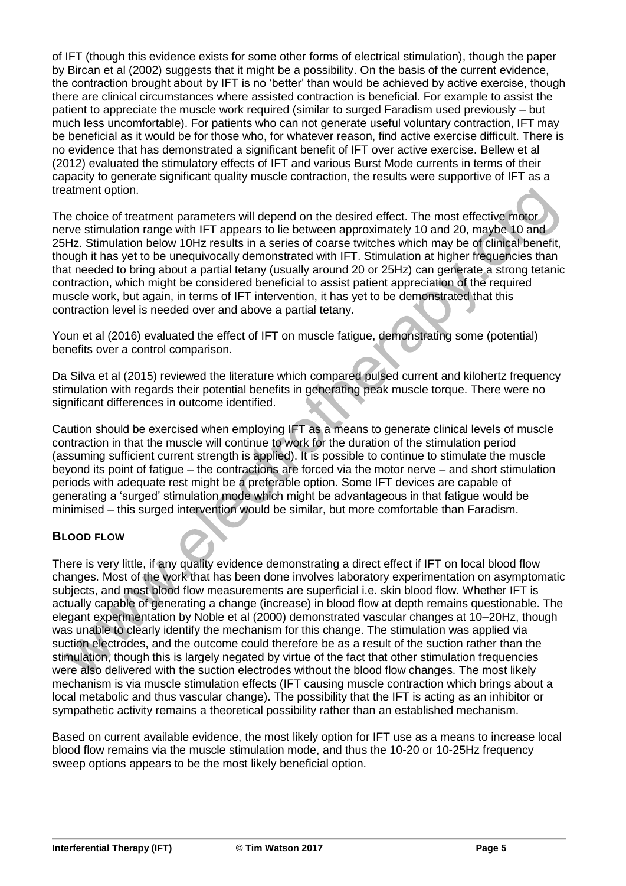of IFT (though this evidence exists for some other forms of electrical stimulation), though the paper by Bircan et al (2002) suggests that it might be a possibility. On the basis of the current evidence, the contraction brought about by IFT is no 'better' than would be achieved by active exercise, though there are clinical circumstances where assisted contraction is beneficial. For example to assist the patient to appreciate the muscle work required (similar to surged Faradism used previously – but much less uncomfortable). For patients who can not generate useful voluntary contraction, IFT may be beneficial as it would be for those who, for whatever reason, find active exercise difficult. There is no evidence that has demonstrated a significant benefit of IFT over active exercise. Bellew et al (2012) evaluated the stimulatory effects of IFT and various Burst Mode currents in terms of their capacity to generate significant quality muscle contraction, the results were supportive of IFT as a treatment option.

The choice of treatment parameters will depend on the desired effect. The most effective motor nerve stimulation range with IFT appears to lie between approximately 10 and 20, maybe 10 and 25Hz. Stimulation below 10Hz results in a series of coarse twitches which may be of clinical benefit, though it has yet to be unequivocally demonstrated with IFT. Stimulation at higher frequencies than that needed to bring about a partial tetany (usually around 20 or 25Hz) can generate a strong tetanic contraction, which might be considered beneficial to assist patient appreciation of the required muscle work, but again, in terms of IFT intervention, it has yet to be demonstrated that this contraction level is needed over and above a partial tetany.

Youn et al (2016) evaluated the effect of IFT on muscle fatigue, demonstrating some (potential) benefits over a control comparison.

Da Silva et al (2015) reviewed the literature which compared pulsed current and kilohertz frequency stimulation with regards their potential benefits in generating peak muscle torque. There were no significant differences in outcome identified.

Caution should be exercised when employing IFT as a means to generate clinical levels of muscle contraction in that the muscle will continue to work for the duration of the stimulation period (assuming sufficient current strength is applied). It is possible to continue to stimulate the muscle beyond its point of fatigue – the contractions are forced via the motor nerve – and short stimulation periods with adequate rest might be a preferable option. Some IFT devices are capable of generating a 'surged' stimulation mode which might be advantageous in that fatigue would be minimised – this surged intervention would be similar, but more comfortable than Faradism.

## BLOOD FLOW

There is very little, if any quality evidence demonstrating a direct effect if IFT on local blood flow changes. Most of the work that has been done involves laboratory experimentation on asymptomatic subjects, and most blood flow measurements are superficial i.e. skin blood flow. Whether IFT is actually capable of generating a change (increase) in blood flow at depth remains questionable. The elegant experimentation by Noble et al (2000) demonstrated vascular changes at 10–20Hz, though was unable to clearly identify the mechanism for this change. The stimulation was applied via suction electrodes, and the outcome could therefore be as a result of the suction rather than the stimulation, though this is largely negated by virtue of the fact that other stimulation frequencies were also delivered with the suction electrodes without the blood flow changes. The most likely mechanism is via muscle stimulation effects (IFT causing muscle contraction which brings about a local metabolic and thus vascular change). The possibility that the IFT is acting as an inhibitor or sympathetic activity remains a theoretical possibility rather than an established mechanism.

Based on current available evidence, the most likely option for IFT use as a means to increase local blood flow remains via the muscle stimulation mode, and thus the 10-20 or 10-25Hz frequency sweep options appears to be the most likely beneficial option.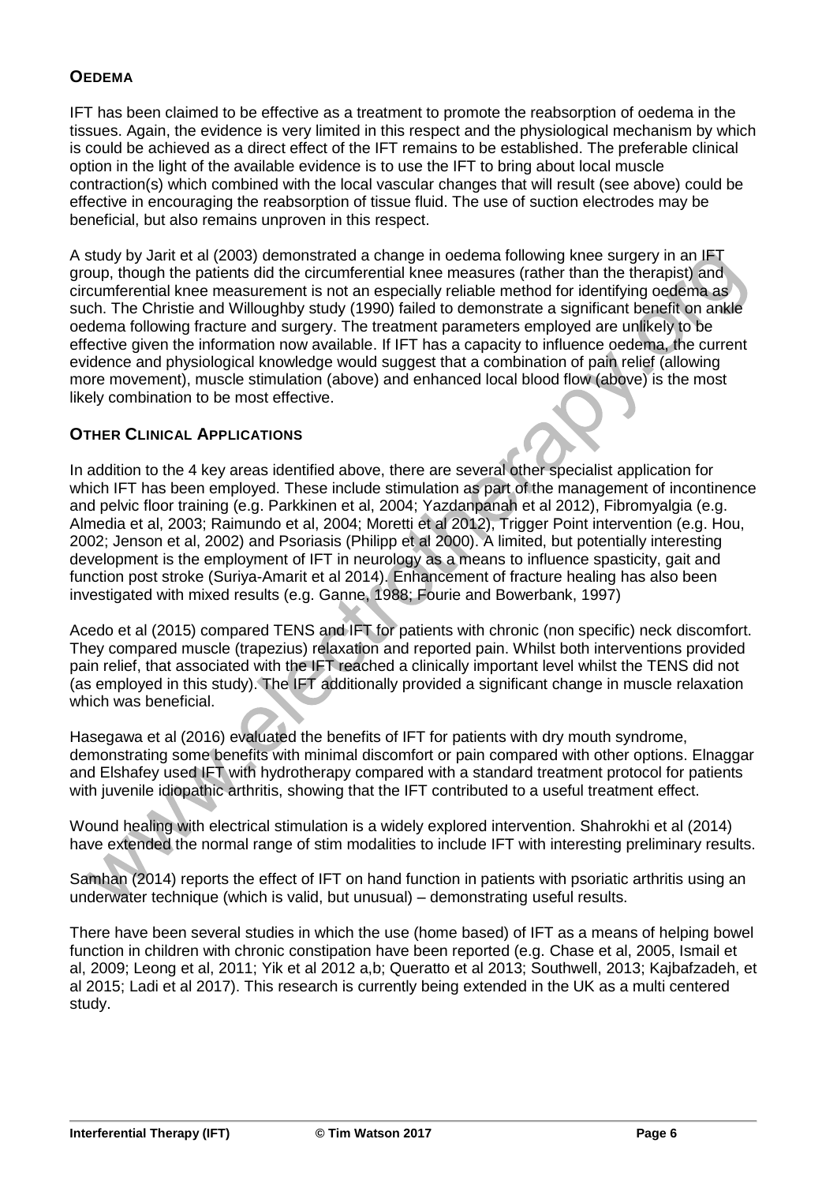## OEDEMA

IFT has been claimed to be effective as a treatment to promote the reabsorption of oedema in the tissues. Again, the evidence is very limited in this respect and the physiological mechanism by which is could be achieved as a direct effect of the IFT remains to be established. The preferable clinical option in the light of the available evidence is to use the IFT to bring about local muscle contraction(s) which combined with the local vascular changes that will result (see above) could be effective in encouraging the reabsorption of tissue fluid. The use of suction electrodes may be beneficial, but also remains unproven in this respect.

A study by Jarit et al (2003) demonstrated a change in oedema following knee surgery in an IFT group, though the patients did the circumferential knee measures (rather than the therapist) and circumferential knee measurement is not an especially reliable method for identifying oedema as such. The Christie and Willoughby study (1990) failed to demonstrate a significant benefit on ankle oedema following fracture and surgery. The treatment parameters employed are unlikely to be effective given the information now available. If IFT has a capacity to influence oedema, the current evidence and physiological knowledge would suggest that a combination of pain relief (allowing more movement), muscle stimulation (above) and enhanced local blood flow (above) is the most likely combination to be most effective.

## OTHER CLINICAL APPLICATIONS

In addition to the 4 key areas identified above, there are several other specialist application for which IFT has been employed. These include stimulation as part of the management of incontinence and pelvic floor training (e.g. Parkkinen et al, 2004; Yazdanpanah et al 2012), Fibromyalgia (e.g. Almedia et al, 2003; Raimundo et al, 2004; Moretti et al 2012), Trigger Point intervention (e.g. Hou, 2002; Jenson et al, 2002) and Psoriasis (Philipp et al 2000). A limited, but potentially interesting development is the employment of IFT in neurology as a means to influence spasticity, gait and function post stroke (Suriya-Amarit et al 2014). Enhancement of fracture healing has also been investigated with mixed results (e.g. Ganne, 1988; Fourie and Bowerbank, 1997)

Acedo et al (2015) compared TENS and IFT for patients with chronic (non specific) neck discomfort. They compared muscle (trapezius) relaxation and reported pain. Whilst both interventions provided pain relief, that associated with the IFT reached a clinically important level whilst the TENS did not (as employed in this study). The IFT additionally provided a significant change in muscle relaxation which was beneficial.

Hasegawa et al (2016) evaluated the benefits of IFT for patients with dry mouth syndrome, demonstrating some benefits with minimal discomfort or pain compared with other options. Elnaggar and Elshafey used IFT with hydrotherapy compared with a standard treatment protocol for patients with juvenile idiopathic arthritis, showing that the IFT contributed to a useful treatment effect.

Wound healing with electrical stimulation is a widely explored intervention. Shahrokhi et al (2014) have extended the normal range of stim modalities to include IFT with interesting preliminary results.

Samhan (2014) reports the effect of IFT on hand function in patients with psoriatic arthritis using an underwater technique (which is valid, but unusual) – demonstrating useful results.

There have been several studies in which the use (home based) of IFT as a means of helping bowel function in children with chronic constipation have been reported (e.g. Chase et al, 2005, Ismail et al, 2009; Leong et al, 2011; Yik et al 2012 a,b; Queratto et al 2013; Southwell, 2013; Kajbafzadeh, et al 2015; Ladi et al 2017). This research is currently being extended in the UK as a multi centered study.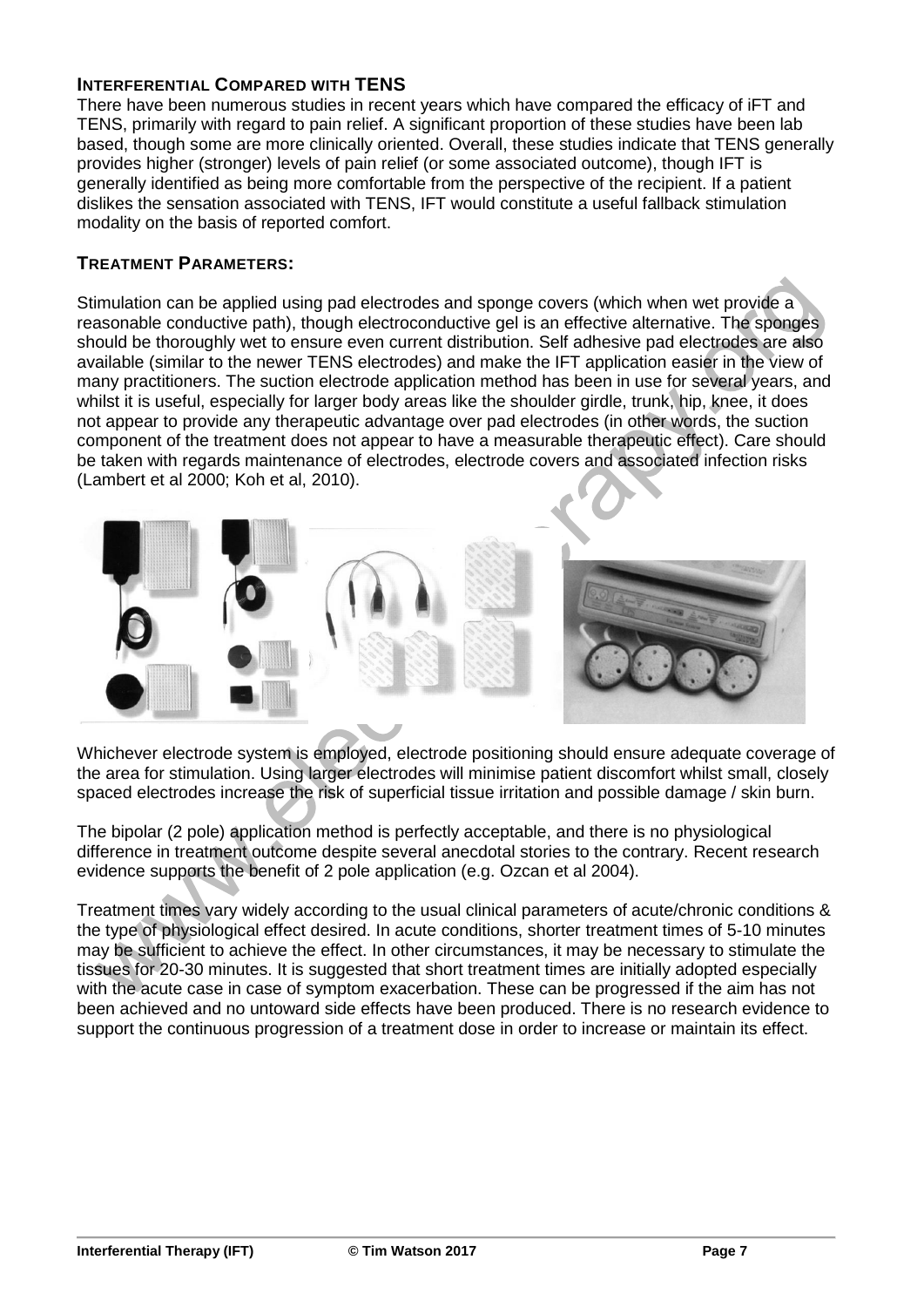## Interferential Compared with TENS

There have been numerous studies in recent years which have compared the efficacy of iFT and TENS, primarily with regard to pain relief. A significant proportion of these studies have been lab based, though some are more clinically oriented. Overall, these studies indicate that TENS generally provides higher (stronger) levels of pain relief (or some associated outcome), though IFT is generally identified as being more comfortable from the perspective of the recipient. If a patient dislikes the sensation associated with TENS, IFT would constitute a useful fallback stimulation modality on the basis of reported comfort.

## Treatment Parameters:

Stimulation can be applied using pad electrodes and sponge covers (which when wet provide a reasonable conductive path), though electroconductive gel is an effective alternative. The sponges should be thoroughly wet to ensure even current distribution. Self adhesive pad electrodes are also available (similar to the newer TENS electrodes) and make the IFT application easier in the view of many practitioners. The suction electrode application method has been in use for several years, and whilst it is useful, especially for larger body areas like the shoulder girdle, trunk, hip, knee, it does not appear to provide any therapeutic advantage over pad electrodes (in other words, the suction component of the treatment does not appear to have a measurable therapeutic effect). Care should be taken with regards maintenance of electrodes, electrode covers and associated infection risks (Lambert et al 2000; Koh et al, 2010).

Whichever electrode system is employed, electrode positioning should ensure adequate coverage of the area for stimulation. Using larger electrodes will minimise patient discomfort whilst small, closely spaced electrodes increase the risk of superficial tissue irritation and possible damage / skin burn.

The bipolar (2 pole) application method is perfectly acceptable, and there is no physiological difference in treatment outcome despite several anecdotal stories to the contrary. Recent research evidence supports the benefit of 2 pole application (e.g. Ozcan et al 2004).

Treatment times vary widely according to the usual clinical parameters of acute/chronic conditions & the type of physiological effect desired. In acute conditions, shorter treatment times of 5-10 minutes may be sufficient to achieve the effect. In other circumstances, it may be necessary to stimulate the tissues for 20-30 minutes. It is suggested that short treatment times are initially adopted especially with the acute case in case of symptom exacerbation. These can be progressed if the aim has not been achieved and no untoward side effects have been produced. There is no research evidence to support the continuous progression of a treatment dose in order to increase or maintain its effect.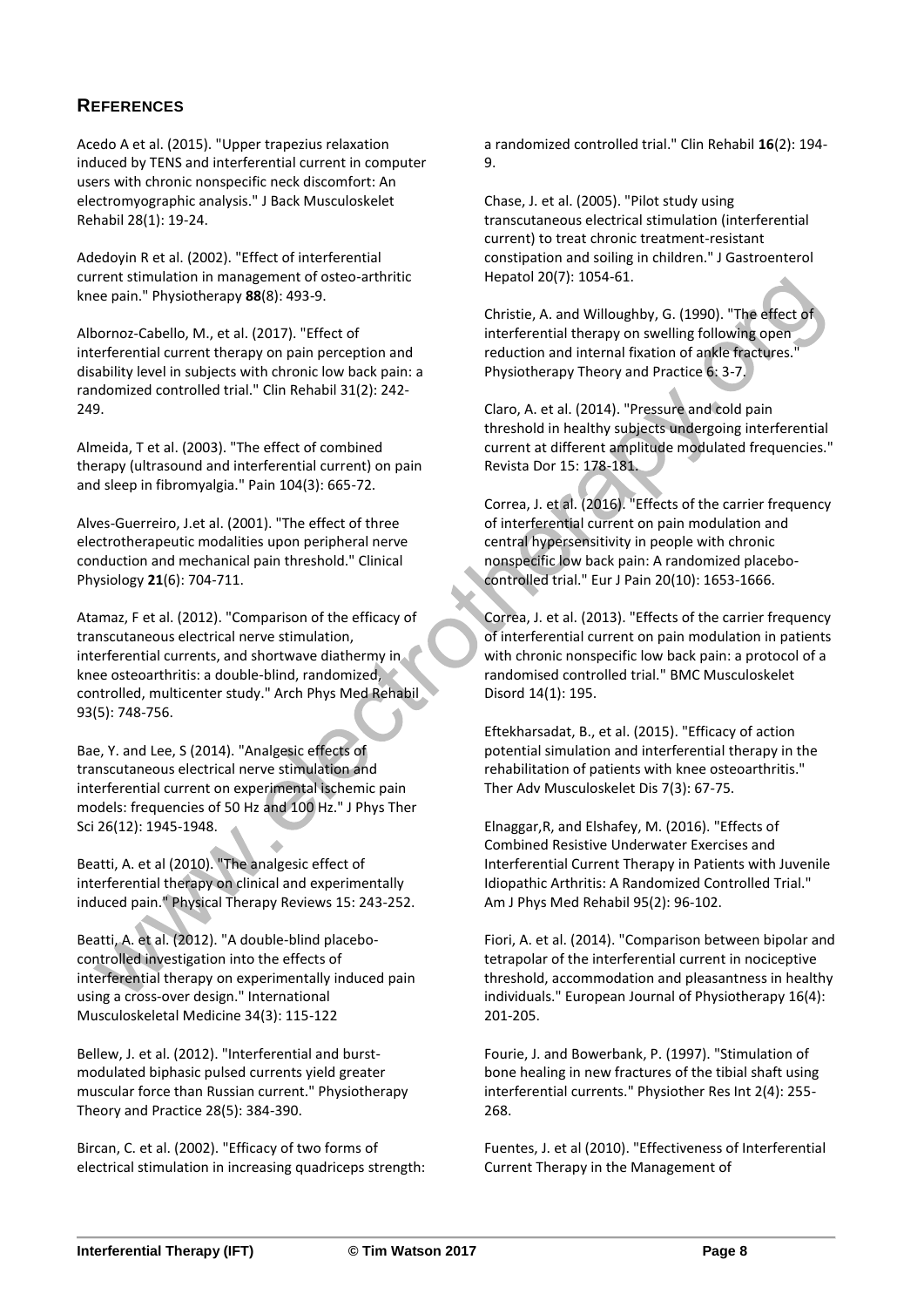## REFERENCES

Acedo A et al. (2015). "Upper trapezius relaxation induced by TENS and interferential current in computer users with chronic nonspecific neck discomfort: An electromyographic analysis." J Back Musculoskelet Rehabil 28(1): 19-24.

Adedoyin R et al. (2002). "Effect of interferential current stimulation in management of osteo-arthritic knee pain." Physiotherapy **88**(8): 493-9.

Albornoz-Cabello, M., et al. (2017). "Effect of interferential current therapy on pain perception and disability level in subjects with chronic low back pain: a randomized controlled trial." Clin Rehabil 31(2): 242-249.

Almeida, T et al. (2003). "The effect of combined therapy (ultrasound and interferential current) on pain and sleep in fibromyalgia." Pain 104(3): 665-72.

Alves-Guerreiro, J.et al. (2001). "The effect of three electrotherapeutic modalities upon peripheral nerve conduction and mechanical pain threshold." Clinical Physiology **21**(6): 704-711.

Atamaz, F et al. (2012). "Comparison of the efficacy of transcutaneous electrical nerve stimulation, interferential currents, and shortwave diathermy in knee osteoarthritis: a double-blind, randomized, controlled, multicenter study." Arch Phys Med Rehabil 93(5): 748-756.

Bae, Y. and Lee, S (2014). "Analgesic effects of transcutaneous electrical nerve stimulation and interferential current on experimental ischemic pain models: frequencies of 50 Hz and 100 Hz." J Phys Ther Sci 26(12): 1945-1948.

Beatti, A. et al (2010). "The analgesic effect of interferential therapy on clinical and experimentally induced pain." Physical Therapy Reviews 15: 243-252.

Beatti, A. et al. (2012). "A double-blind placebo-controlled investigation into the effects of interferential therapy on experimentally induced pain using a cross-over design." International Musculoskeletal Medicine 34(3): 115-122

Bellew, J. et al. (2012). "Interferential and burst-modulated biphasic pulsed currents yield greater muscular force than Russian current." Physiotherapy Theory and Practice 28(5): 384-390.

Bircan, C. et al. (2002). "Efficacy of two forms of electrical stimulation in increasing quadriceps strength: a randomized controlled trial." Clin Rehabil **16**(2): 194-9.

Chase, J. et al. (2005). "Pilot study using transcutaneous electrical stimulation (interferential current) to treat chronic treatment-resistant constipation and soiling in children." J Gastroenterol Hepatol 20(7): 1054-61.

Christie, A. and Willoughby, G. (1990). "The effect of interferential therapy on swelling following open reduction and internal fixation of ankle fractures." Physiotherapy Theory and Practice 6: 3-7.

Claro, A. et al. (2014). "Pressure and cold pain threshold in healthy subjects undergoing interferential current at different amplitude modulated frequencies." Revista Dor 15: 178-181.

Correa, J. et al. (2016). "Effects of the carrier frequency of interferential current on pain modulation and central hypersensitivity in people with chronic nonspecific low back pain: A randomized placebo-controlled trial." Eur J Pain 20(10): 1653-1666.

Correa, J. et al. (2013). "Effects of the carrier frequency of interferential current on pain modulation in patients with chronic nonspecific low back pain: a protocol of a randomised controlled trial." BMC Musculoskelet Disord 14(1): 195.

Eftekharsadat, B., et al. (2015). "Efficacy of action potential simulation and interferential therapy in the rehabilitation of patients with knee osteoarthritis." Ther Adv Musculoskelet Dis 7(3): 67-75.

Elnaggar,R, and Elshafey, M. (2016). "Effects of Combined Resistive Underwater Exercises and Interferential Current Therapy in Patients with Juvenile Idiopathic Arthritis: A Randomized Controlled Trial." Am J Phys Med Rehabil 95(2): 96-102.

Fiori, A. et al. (2014). "Comparison between bipolar and tetrapolar of the interferential current in nociceptive threshold, accommodation and pleasantness in healthy individuals." European Journal of Physiotherapy 16(4): 201-205.

Fourie, J. and Bowerbank, P. (1997). "Stimulation of bone healing in new fractures of the tibial shaft using interferential currents." Physiother Res Int 2(4): 255-268.

Fuentes, J. et al (2010). "Effectiveness of Interferential Current Therapy in the Management of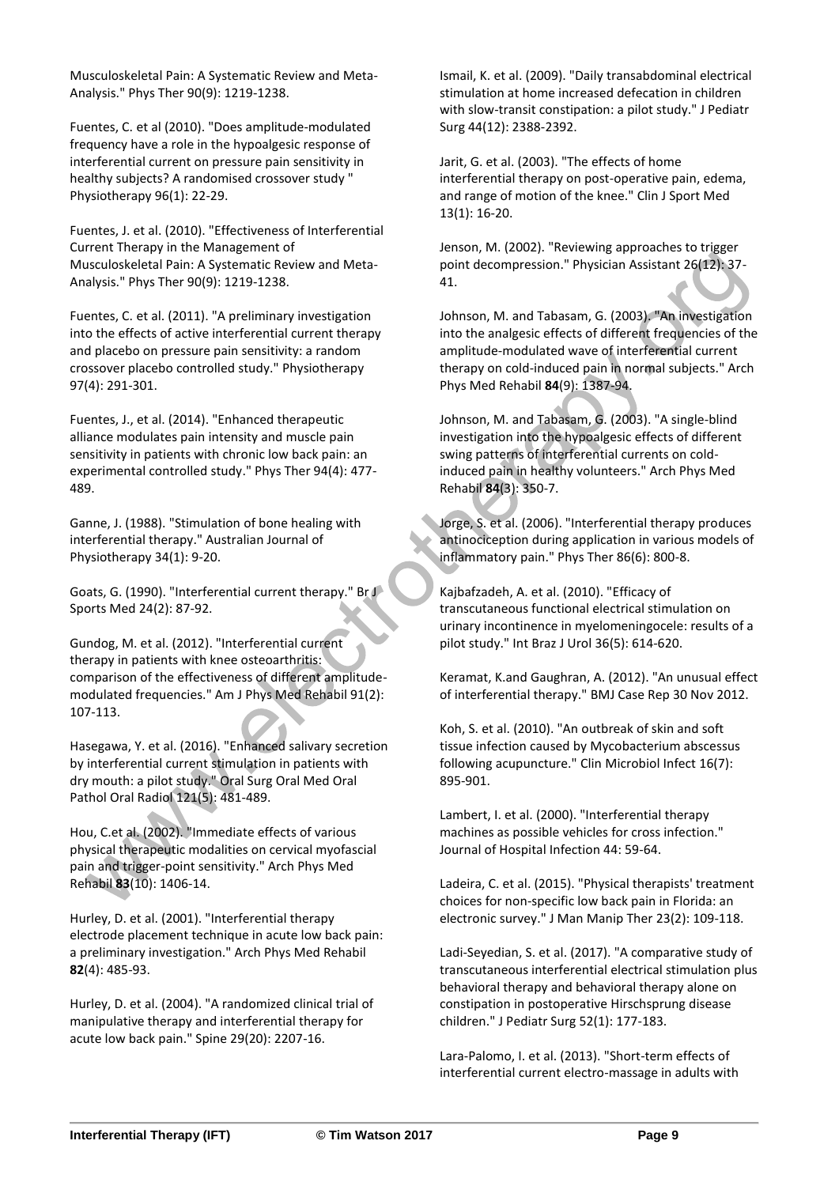Musculoskeletal Pain: A Systematic Review and Meta-Analysis." Phys Ther 90(9): 1219-1238.

Fuentes, C. et al (2010). "Does amplitude-modulated frequency have a role in the hypoalgesic response of interferential current on pressure pain sensitivity in healthy subjects? A randomised crossover study " Physiotherapy 96(1): 22-29.

Fuentes, J. et al. (2010). "Effectiveness of Interferential Current Therapy in the Management of Musculoskeletal Pain: A Systematic Review and Meta-Analysis." Phys Ther 90(9): 1219-1238.

Fuentes, C. et al. (2011). "A preliminary investigation into the effects of active interferential current therapy and placebo on pressure pain sensitivity: a random crossover placebo controlled study." Physiotherapy 97(4): 291-301.

Fuentes, J., et al. (2014). "Enhanced therapeutic alliance modulates pain intensity and muscle pain sensitivity in patients with chronic low back pain: an experimental controlled study." Phys Ther 94(4): 477-489.

Ganne, J. (1988). "Stimulation of bone healing with interferential therapy." Australian Journal of Physiotherapy 34(1): 9-20.

Goats, G. (1990). "Interferential current therapy." Br J Sports Med 24(2): 87-92.

Gundog, M. et al. (2012). "Interferential current therapy in patients with knee osteoarthritis: comparison of the effectiveness of different amplitude-modulated frequencies." Am J Phys Med Rehabil 91(2): 107-113.

Hasegawa, Y. et al. (2016). "Enhanced salivary secretion by interferential current stimulation in patients with dry mouth: a pilot study." Oral Surg Oral Med Oral Pathol Oral Radiol 121(5): 481-489.

Hou, C.et al. (2002). "Immediate effects of various physical therapeutic modalities on cervical myofascial pain and trigger-point sensitivity." Arch Phys Med Rehabil **83**(10): 1406-14.

Hurley, D. et al. (2001). "Interferential therapy electrode placement technique in acute low back pain: a preliminary investigation." Arch Phys Med Rehabil **82**(4): 485-93.

Hurley, D. et al. (2004). "A randomized clinical trial of manipulative therapy and interferential therapy for acute low back pain." Spine 29(20): 2207-16.

Ismail, K. et al. (2009). "Daily transabdominal electrical stimulation at home increased defecation in children with slow-transit constipation: a pilot study." J Pediatr Surg 44(12): 2388-2392.

Jarit, G. et al. (2003). "The effects of home interferential therapy on post-operative pain, edema, and range of motion of the knee." Clin J Sport Med 13(1): 16-20.

Jenson, M. (2002). "Reviewing approaches to trigger point decompression." Physician Assistant 26(12): 37-41.

Johnson, M. and Tabasam, G. (2003). "An investigation into the analgesic effects of different frequencies of the amplitude-modulated wave of interferential current therapy on cold-induced pain in normal subjects." Arch Phys Med Rehabil **84**(9): 1387-94.

Johnson, M. and Tabasam, G. (2003). "A single-blind investigation into the hypoalgesic effects of different swing patterns of interferential currents on cold-induced pain in healthy volunteers." Arch Phys Med Rehabil **84**(3): 350-7.

Jorge, S. et al. (2006). "Interferential therapy produces antinociception during application in various models of inflammatory pain." Phys Ther 86(6): 800-8.

Kajbafzadeh, A. et al. (2010). "Efficacy of transcutaneous functional electrical stimulation on urinary incontinence in myelomeningocele: results of a pilot study." Int Braz J Urol 36(5): 614-620.

Keramat, K.and Gaughran, A. (2012). "An unusual effect of interferential therapy." BMJ Case Rep 30 Nov 2012.

Koh, S. et al. (2010). "An outbreak of skin and soft tissue infection caused by Mycobacterium abscessus following acupuncture." Clin Microbiol Infect 16(7): 895-901.

Lambert, I. et al. (2000). "Interferential therapy machines as possible vehicles for cross infection." Journal of Hospital Infection 44: 59-64.

Ladeira, C. et al. (2015). "Physical therapists' treatment choices for non-specific low back pain in Florida: an electronic survey." J Man Manip Ther 23(2): 109-118.

Ladi-Seyedian, S. et al. (2017). "A comparative study of transcutaneous interferential electrical stimulation plus behavioral therapy and behavioral therapy alone on constipation in postoperative Hirschsprung disease children." J Pediatr Surg 52(1): 177-183.

Lara-Palomo, I. et al. (2013). "Short-term effects of interferential current electro-massage in adults with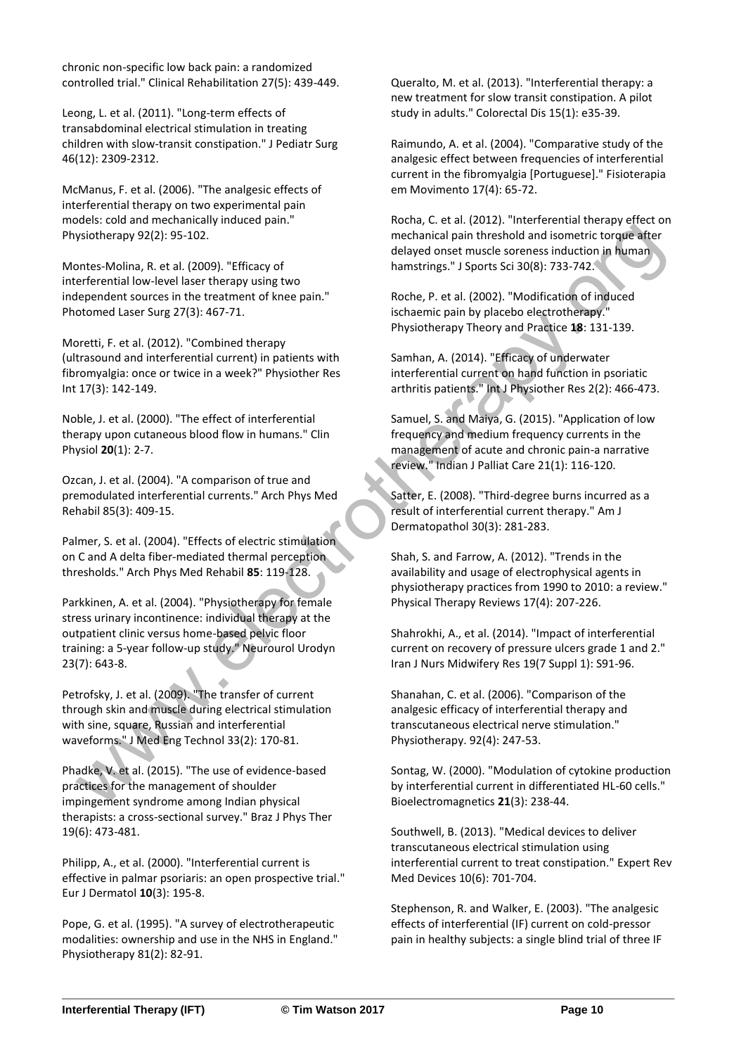chronic non-specific low back pain: a randomized controlled trial." Clinical Rehabilitation 27(5): 439-449.

Leong, L. et al. (2011). "Long-term effects of transabdominal electrical stimulation in treating children with slow-transit constipation." J Pediatr Surg 46(12): 2309-2312.

McManus, F. et al. (2006). "The analgesic effects of interferential therapy on two experimental pain models: cold and mechanically induced pain." Physiotherapy 92(2): 95-102.

Montes-Molina, R. et al. (2009). "Efficacy of interferential low-level laser therapy using two independent sources in the treatment of knee pain." Photomed Laser Surg 27(3): 467-71.

Moretti, F. et al. (2012). "Combined therapy (ultrasound and interferential current) in patients with fibromyalgia: once or twice in a week?" Physiother Res Int 17(3): 142-149.

Noble, J. et al. (2000). "The effect of interferential therapy upon cutaneous blood flow in humans." Clin Physiol **20**(1): 2-7.

Ozcan, J. et al. (2004). "A comparison of true and premodulated interferential currents." Arch Phys Med Rehabil 85(3): 409-15.

Palmer, S. et al. (2004). "Effects of electric stimulation on C and A delta fiber-mediated thermal perception thresholds." Arch Phys Med Rehabil **85**: 119-128.

Parkkinen, A. et al. (2004). "Physiotherapy for female stress urinary incontinence: individual therapy at the outpatient clinic versus home-based pelvic floor training: a 5-year follow-up study." Neurourol Urodyn 23(7): 643-8.

Petrofsky, J. et al. (2009). "The transfer of current through skin and muscle during electrical stimulation with sine, square, Russian and interferential waveforms." J Med Eng Technol 33(2): 170-81.

Phadke, V. et al. (2015). "The use of evidence-based practice for the management of shoulder impingement syndrome among Indian physical therapists: a cross-sectional survey." Braz J Phys Ther 19(6): 473-481.

Philipp, A., et al. (2000). "Interferential current is effective in palmar psoriaris: an open prospective trial." Eur J Dermatol **10**(3): 195-8.

Pope, G. et al. (1995). "A survey of electrotherapeutic modalities: ownership and use in the NHS in England." Physiotherapy 81(2): 82-91.

Queralto, M. et al. (2013). "Interferential therapy: a new treatment for slow transit constipation. A pilot study in adults." Colorectal Dis 15(1): e35-39.

Raimundo, A. et al. (2004). "Comparative study of the analgesic effect between frequencies of interferential current in the fibromyalgia [Portuguese]." Fisioterapia em Movimento 17(4): 65-72.

Rocha, C. et al. (2012). "Interferential therapy effect on mechanical pain threshold and isometric torque after delayed onset muscle soreness induction in human hamstrings." J Sports Sci 30(8): 733-742.

Roche, P. et al. (2002). "Modification of induced ischaemic pain by placebo electrotherapy." Physiotherapy Theory and Practice **18**: 131-139.

Samhan, A. (2014). "Efficacy of underwater interferential current on hand function in psoriatic arthritis patients." Int J Physiother Res 2(2): 466-473.

Samuel, S. and Maiya, G. (2015). "Application of low frequency and medium frequency currents in the management of acute and chronic pain-a narrative review." Indian J Palliat Care 21(1): 116-120.

Satter, E. (2008). "Third-degree burns incurred as a result of interferential current therapy." Am J Dermatopathol 30(3): 281-283.

Shah, S. and Farrow, A. (2012). "Trends in the availability and usage of electrophysical agents in physiotherapy practices from 1990 to 2010: a review." Physical Therapy Reviews 17(4): 207-226.

Shahrokhi, A., et al. (2014). "Impact of interferential current on recovery of pressure ulcers grade 1 and 2." Iran J Nurs Midwifery Res 19(7 Suppl 1): S91-96.

Shanahan, C. et al. (2006). "Comparison of the analgesic efficacy of interferential therapy and transcutaneous electrical nerve stimulation." Physiotherapy. 92(4): 247-53.

Sontag, W. (2000). "Modulation of cytokine production by interferential current in differentiated HL-60 cells." Bioelectromagnetics **21**(3): 238-44.

Southwell, B. (2013). "Medical devices to deliver transcutaneous electrical stimulation using interferential current to treat constipation." Expert Rev Med Devices 10(6): 701-704.

Stephenson, R. and Walker, E. (2003). "The analgesic effects of interferential (IF) current on cold-pressor pain in healthy subjects: a single blind trial of three IF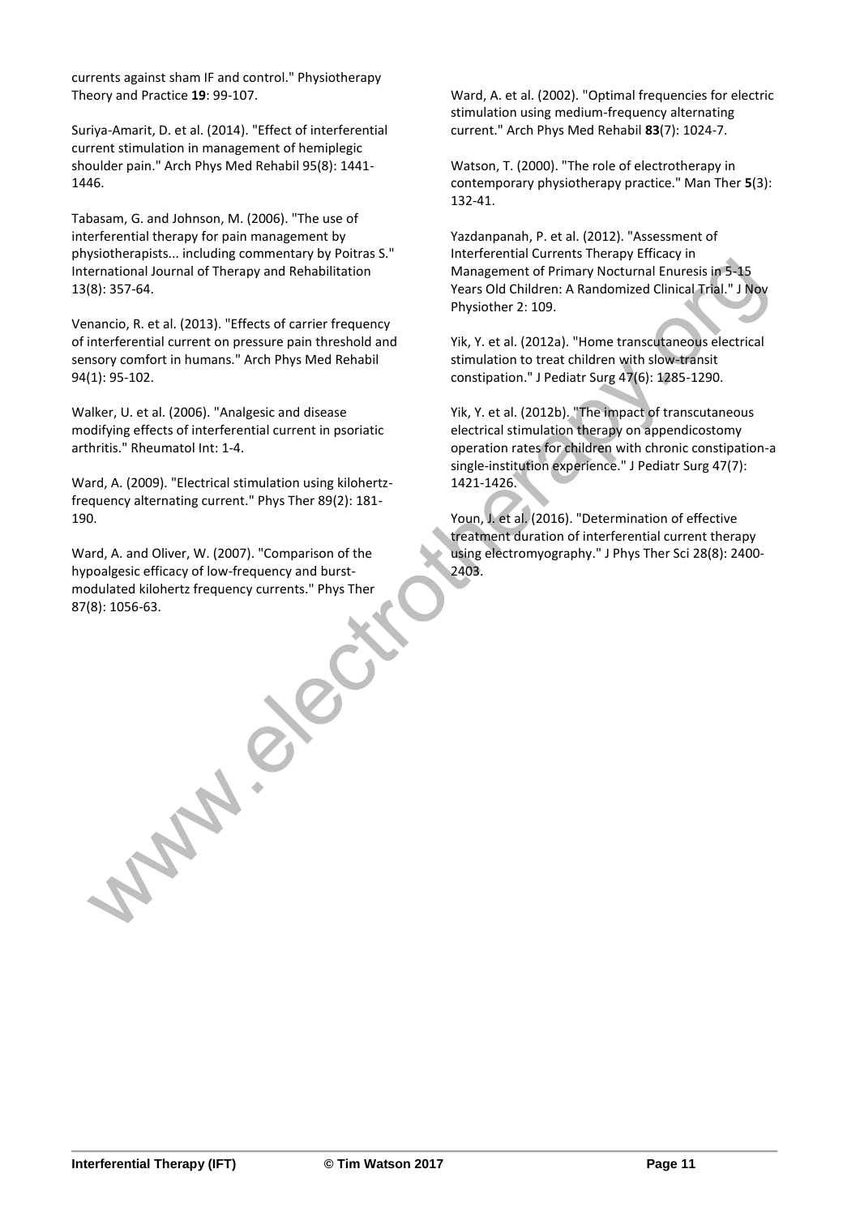currents against sham IF and control." Physiotherapy Theory and Practice **19**: 99-107.

Suriya-Amarit, D. et al. (2014). "Effect of interferential current stimulation in management of hemiplegic shoulder pain." Arch Phys Med Rehabil 95(8): 1441-1446.

Tabasam, G. and Johnson, M. (2006). "The use of interferential therapy for pain management by physiotherapists... including commentary by Poitras S." International Journal of Therapy and Rehabilitation 13(8): 357-64.

Venancio, R. et al. (2013). "Effects of carrier frequency of interferential current on pressure pain threshold and sensory comfort in humans." Arch Phys Med Rehabil 94(1): 95-102.

Walker, U. et al. (2006). "Analgesic and disease modifying effects of interferential current in psoriatic arthritis." Rheumatol Int: 1-4.

Ward, A. (2009). "Electrical stimulation using kilohertz-frequency alternating current." Phys Ther 89(2): 181-190.

Ward, A. and Oliver, W. (2007). "Comparison of the hypoalgesic efficacy of low-frequency and burst-modulated kilohertz frequency currents." Phys Ther 87(8): 1056-63.

Ward, A. et al. (2002). "Optimal frequencies for electric stimulation using medium-frequency alternating current." Arch Phys Med Rehabil **83**(7): 1024-7.

Watson, T. (2000). "The role of electrotherapy in contemporary physiotherapy practice." Man Ther **5**(3): 132-41.

Yazdanpanah, P. et al. (2012). "Assessment of Interferential Currents Therapy Efficacy in Management of Primary Nocturnal Enuresis in 5-15 Years Old Children: A Randomized Clinical Trial." J Nov Physiother 2: 109.

Yik, Y. et al. (2012a). "Home transcutaneous electrical stimulation to treat children with slow-transit constipation." J Pediatr Surg 47(6): 1285-1290.

Yik, Y. et al. (2012b). "The impact of transcutaneous electrical stimulation therapy on appendicostomy operation rates for children with chronic constipation-a single-institution experience." J Pediatr Surg 47(7): 1421-1426.

Youn, J. et al. (2016). "Determination of effective treatment duration of interferential current therapy using electromyography." J Phys Ther Sci 28(8): 2400-2403.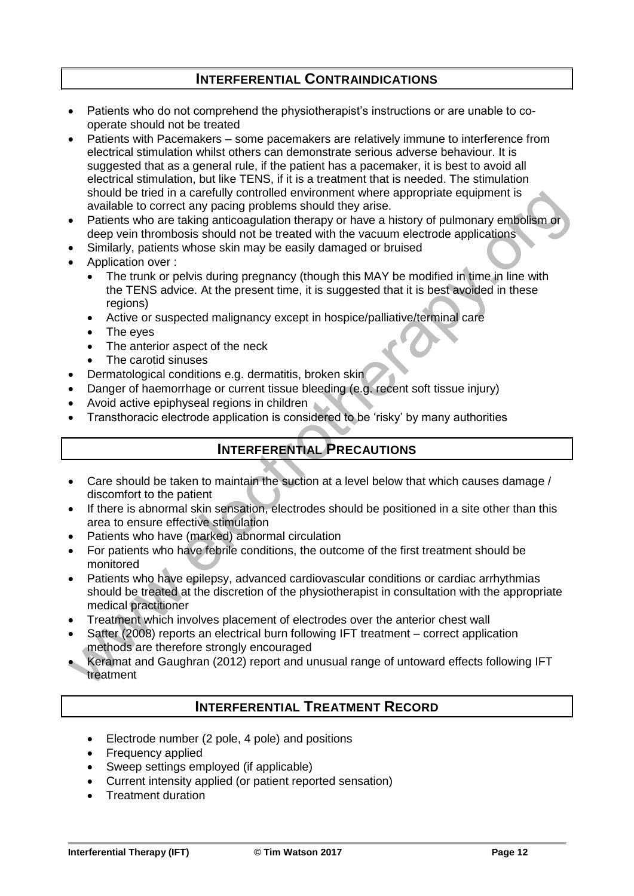## Interferential Contraindications

- Patients who do not comprehend the physiotherapist's instructions or are unable to co-operate should not be treated
- Patients with Pacemakers – some pacemakers are relatively immune to interference from electrical stimulation whilst others can demonstrate serious adverse behaviour. It is suggested that as a general rule, if the patient has a pacemaker, it is best to avoid all electrical stimulation, but like TENS, if it is a treatment that is needed. The stimulation should be tried in a carefully controlled environment where appropriate equipment is available to correct any pacing problems should they arise.
- Patients who are taking anticoagulation therapy or have a history of pulmonary embolism or deep vein thrombosis should not be treated with the vacuum electrode applications
- Similarly, patients whose skin may be easily damaged or bruised
- Application over :
  - The trunk or pelvis during pregnancy (though this MAY be modified in time in line with the TENS advice. At the present time, it is suggested that it is best avoided in these regions)
  - Active or suspected malignancy except in hospice/palliative/terminal care
  - The eyes
  - The anterior aspect of the neck
  - The carotid sinuses
- Dermatological conditions e.g. dermatitis, broken skin
- Danger of haemorrhage or current tissue bleeding (e.g. recent soft tissue injury)
- Avoid active epiphyseal regions in children
- Transthoracic electrode application is considered to be 'risky' by many authorities

## Interferential Precautions

- Care should be taken to maintain the suction at a level below that which causes damage / discomfort to the patient
- If there is abnormal skin sensation, electrodes should be positioned in a site other than this area to ensure effective stimulation
- Patients who have (marked) abnormal circulation
- For patients who have febrile conditions, the outcome of the first treatment should be monitored
- Patients who have epilepsy, advanced cardiovascular conditions or cardiac arrhythmias should be treated at the discretion of the physiotherapist in consultation with the appropriate medical practitioner
- Treatment which involves placement of electrodes over the anterior chest wall
- Satter (2008) reports an electrical burn following IFT treatment – correct application methods are therefore strongly encouraged
- Keramat and Gaughran (2012) report and unusual range of untoward effects following IFT treatment

## Interferential Treatment Record

- Electrode number (2 pole, 4 pole) and positions
- Frequency applied
- Sweep settings employed (if applicable)
- Current intensity applied (or patient reported sensation)
- Treatment duration